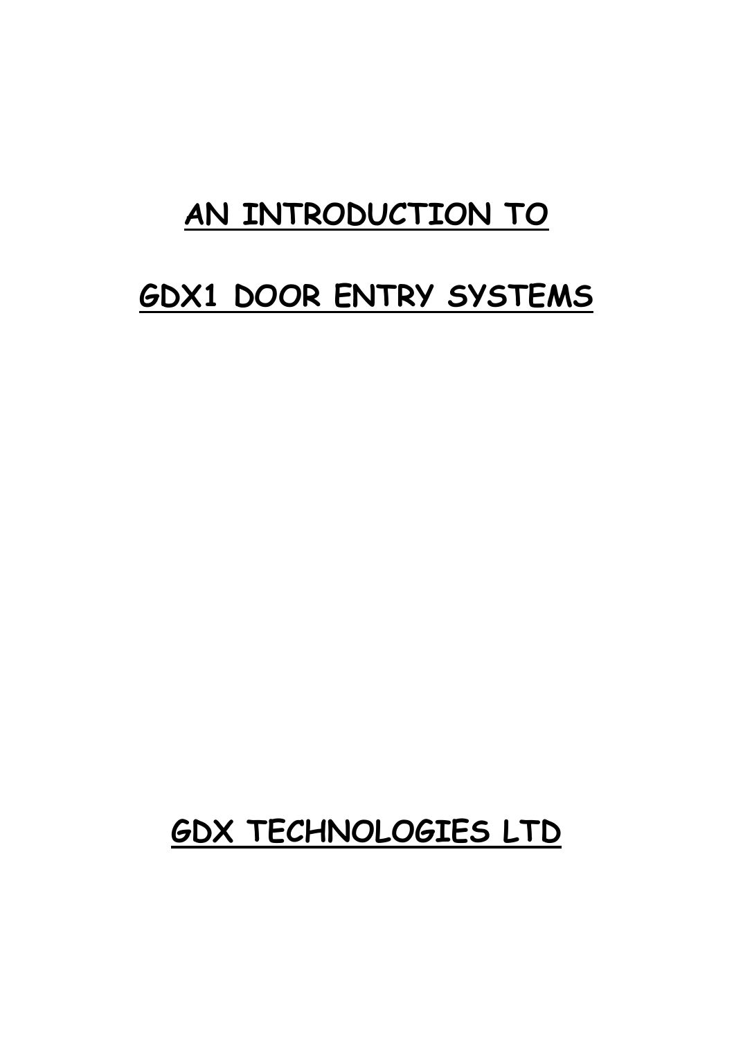# AN INTRODUCTION TO

# GDX1 DOOR ENTRY SYSTEMS

## GDX TECHNOLOGIES LTD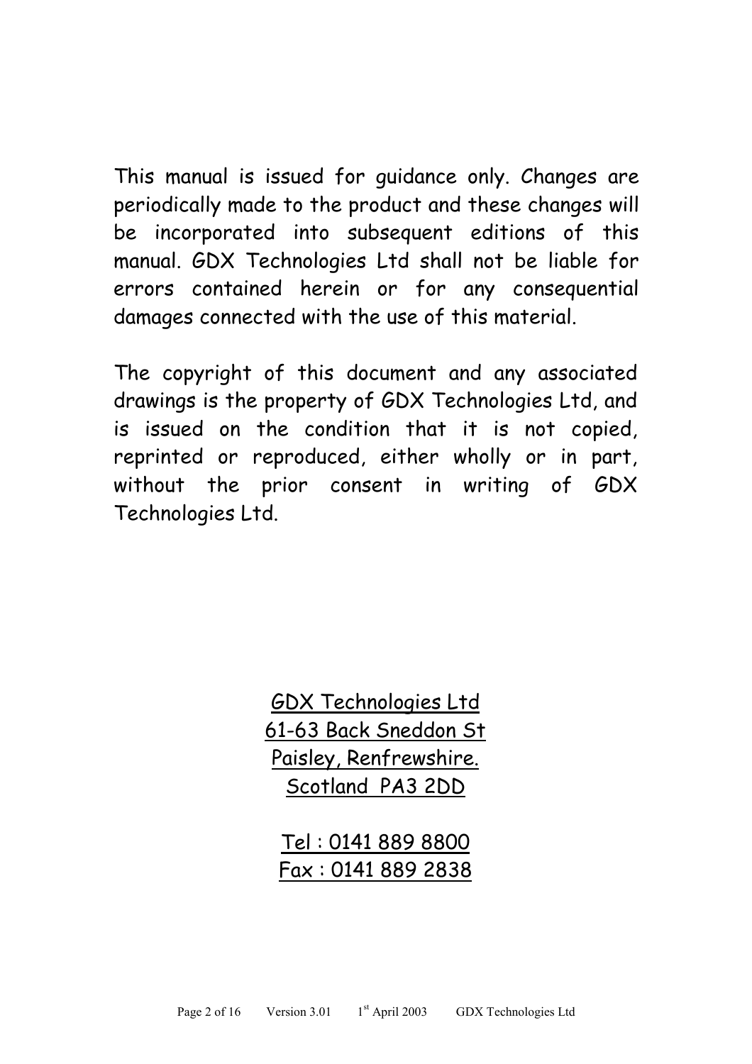This manual is issued for guidance only. Changes are periodically made to the product and these changes will be incorporated into subsequent editions of this manual. GDX Technologies Ltd shall not be liable for errors contained herein or for any consequential damages connected with the use of this material.

The copyright of this document and any associated drawings is the property of GDX Technologies Ltd, and is issued on the condition that it is not copied, reprinted or reproduced, either wholly or in part, without the prior consent in writing of GDX Technologies Ltd.

GDX Technologies Ltd
61-63 Back Sneddon St
Paisley, Renfrewshire.
Scotland PA3 2DD

Tel : 0141 889 8800
Fax : 0141 889 2838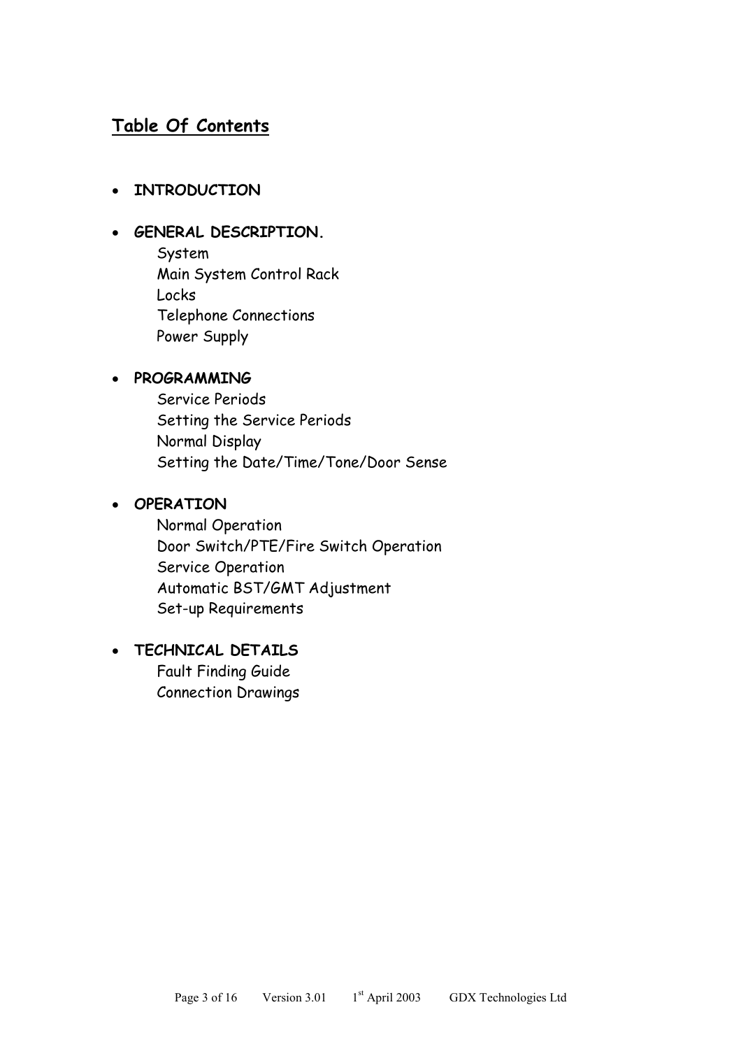## Table Of Contents

- **INTRODUCTION**
- **GENERAL DESCRIPTION.**
  - System
  - Main System Control Rack
  - Locks
  - Telephone Connections
  - Power Supply
- **PROGRAMMING**
  - Service Periods
  - Setting the Service Periods
  - Normal Display
  - Setting the Date/Time/Tone/Door Sense
- **OPERATION**
  - Normal Operation
  - Door Switch/PTE/Fire Switch Operation
  - Service Operation
  - Automatic BST/GMT Adjustment
  - Set-up Requirements
- **TECHNICAL DETAILS**
  - Fault Finding Guide
  - Connection Drawings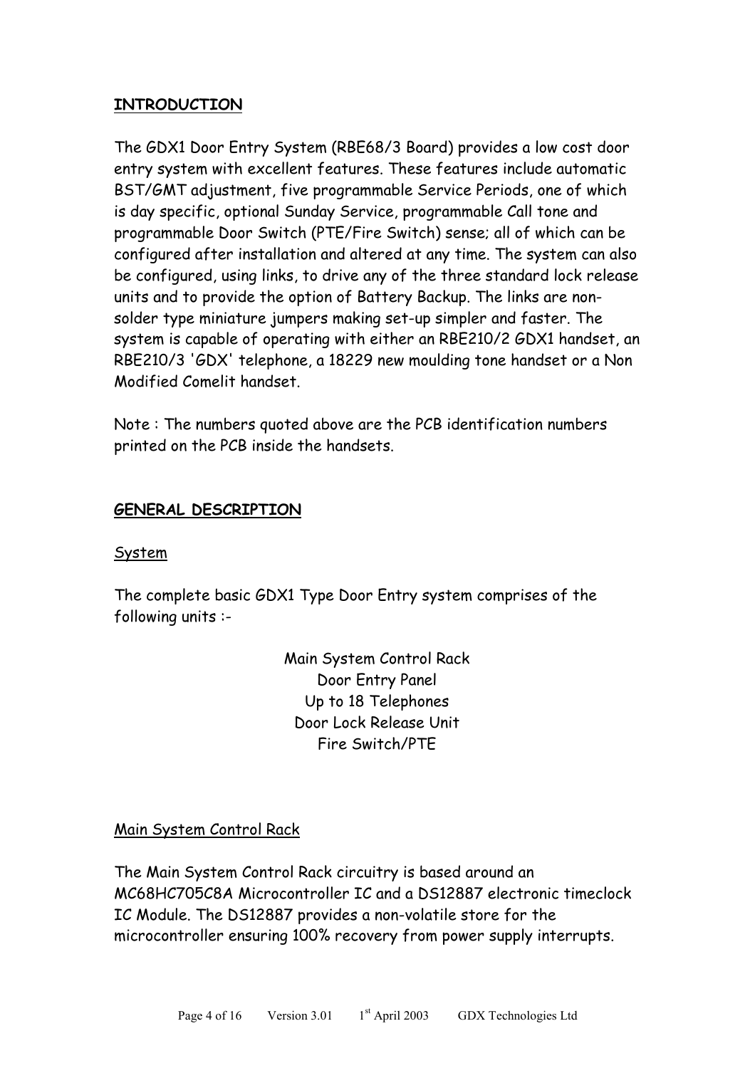## INTRODUCTION

The GDX1 Door Entry System (RBE68/3 Board) provides a low cost door entry system with excellent features. These features include automatic BST/GMT adjustment, five programmable Service Periods, one of which is day specific, optional Sunday Service, programmable Call tone and programmable Door Switch (PTE/Fire Switch) sense; all of which can be configured after installation and altered at any time. The system can also be configured, using links, to drive any of the three standard lock release units and to provide the option of Battery Backup. The links are non-solder type miniature jumpers making set-up simpler and faster. The system is capable of operating with either an RBE210/2 GDX1 handset, an RBE210/3 'GDX' telephone, a 18229 new moulding tone handset or a Non Modified Comelit handset.

Note : The numbers quoted above are the PCB identification numbers printed on the PCB inside the handsets.

## GENERAL DESCRIPTION

### System

The complete basic GDX1 Type Door Entry system comprises of the following units :-

Main System Control Rack
Door Entry Panel
Up to 18 Telephones
Door Lock Release Unit
Fire Switch/PTE

### Main System Control Rack

The Main System Control Rack circuitry is based around an MC68HC705C8A Microcontroller IC and a DS12887 electronic timeclock IC Module. The DS12887 provides a non-volatile store for the microcontroller ensuring 100% recovery from power supply interrupts.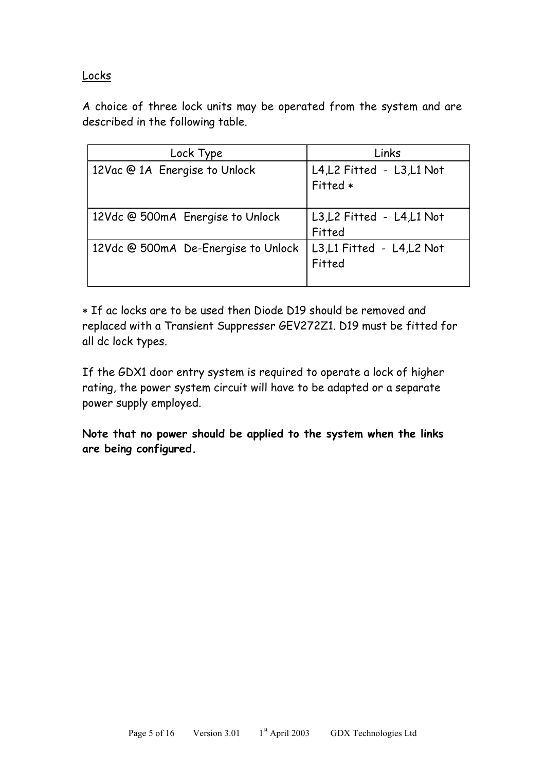## Locks

A choice of three lock units may be operated from the system and are described in the following table.

| Lock Type | Links |
| --- | --- |
| 12Vac @ 1A  Energise to Unlock | L4,L2 Fitted  -  L3,L1 Not Fitted ∗ |
| 12Vdc @ 500mA  Energise to Unlock | L3,L2 Fitted  -  L4,L1 Not Fitted |
| 12Vdc @ 500mA  De-Energise to Unlock | L3,L1 Fitted  -  L4,L2 Not Fitted |

∗ If ac locks are to be used then Diode D19 should be removed and replaced with a Transient Suppresser GEV272Z1. D19 must be fitted for all dc lock types.

If the GDX1 door entry system is required to operate a lock of higher rating, the power system circuit will have to be adapted or a separate power supply employed.

**Note that no power should be applied to the system when the links are being configured.**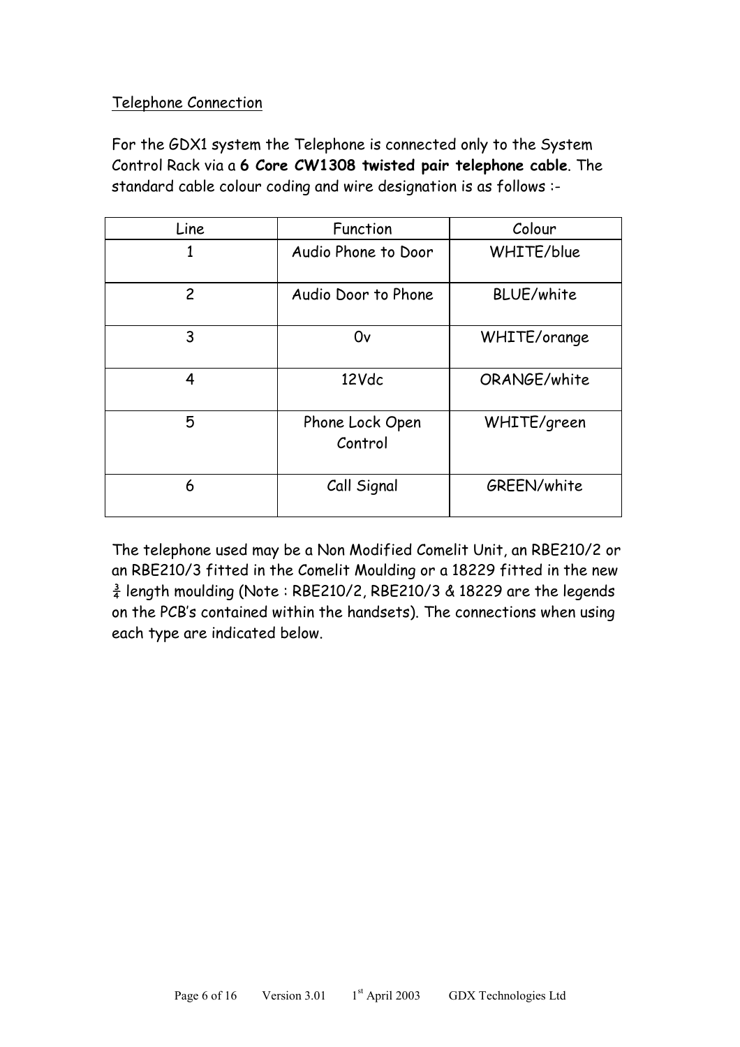## Telephone Connection

For the GDX1 system the Telephone is connected only to the System Control Rack via a **6 Core CW1308 twisted pair telephone cable**. The standard cable colour coding and wire designation is as follows :-

| Line | Function | Colour |
|---|---|---|
| 1 | Audio Phone to Door | WHITE/blue |
| 2 | Audio Door to Phone | BLUE/white |
| 3 | 0v | WHITE/orange |
| 4 | 12Vdc | ORANGE/white |
| 5 | Phone Lock Open Control | WHITE/green |
| 6 | Call Signal | GREEN/white |

The telephone used may be a Non Modified Comelit Unit, an RBE210/2 or an RBE210/3 fitted in the Comelit Moulding or a 18229 fitted in the new ¾ length moulding (Note : RBE210/2, RBE210/3 & 18229 are the legends on the PCB's contained within the handsets). The connections when using each type are indicated below.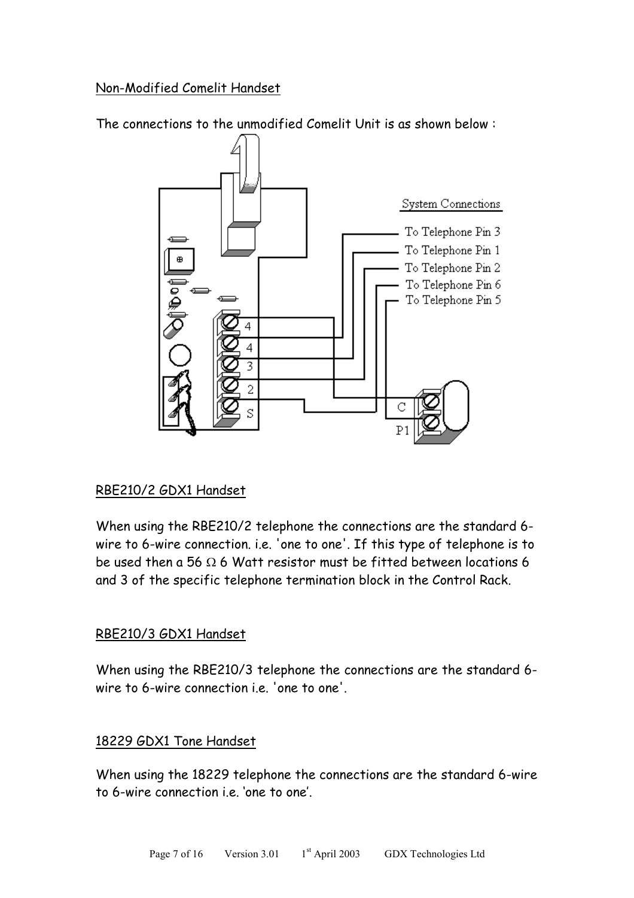Non-Modified Comelit Handset

The connections to the unmodified Comelit Unit is as shown below :

RBE210/2 GDX1 Handset

When using the RBE210/2 telephone the connections are the standard 6-wire to 6-wire connection. i.e. 'one to one'. If this type of telephone is to be used then a 56 Ω 6 Watt resistor must be fitted between locations 6 and 3 of the specific telephone termination block in the Control Rack.

RBE210/3 GDX1 Handset

When using the RBE210/3 telephone the connections are the standard 6-wire to 6-wire connection i.e. 'one to one'.

18229 GDX1 Tone Handset

When using the 18229 telephone the connections are the standard 6-wire to 6-wire connection i.e. 'one to one'.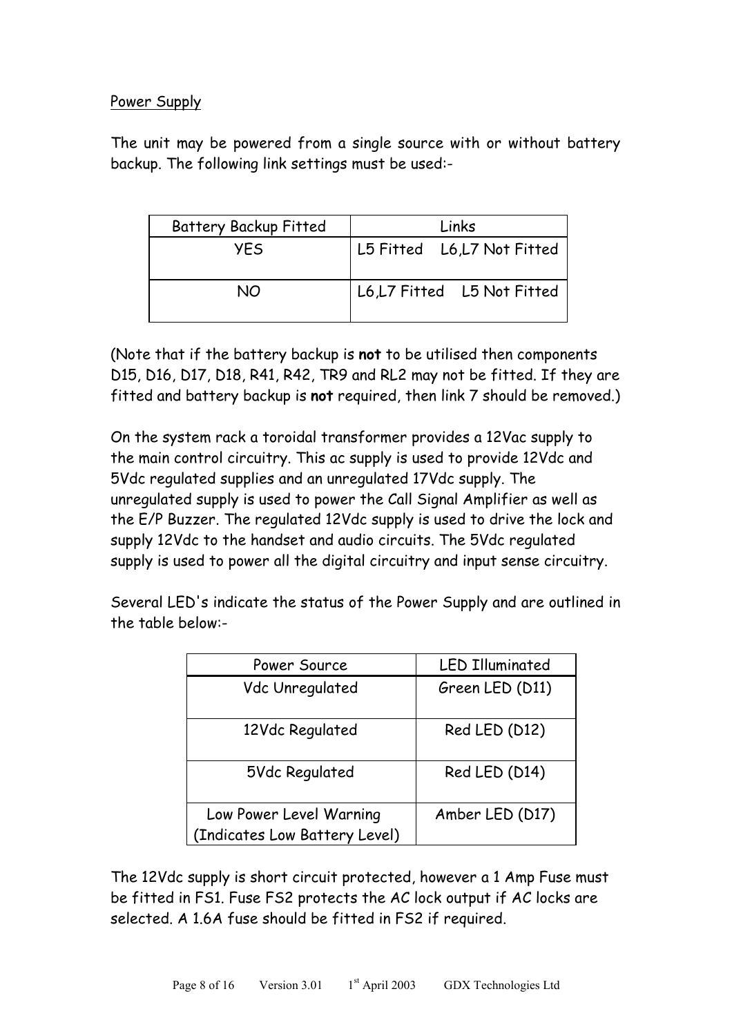## Power Supply

The unit may be powered from a single source with or without battery backup. The following link settings must be used:-

| Battery Backup Fitted | Links |
|---|---|
| YES | L5 Fitted    L6,L7 Not Fitted |
| NO | L6,L7 Fitted    L5 Not Fitted |

(Note that if the battery backup is **not** to be utilised then components D15, D16, D17, D18, R41, R42, TR9 and RL2 may not be fitted. If they are fitted and battery backup is **not** required, then link 7 should be removed.)

On the system rack a toroidal transformer provides a 12Vac supply to the main control circuitry. This ac supply is used to provide 12Vdc and 5Vdc regulated supplies and an unregulated 17Vdc supply. The unregulated supply is used to power the Call Signal Amplifier as well as the E/P Buzzer. The regulated 12Vdc supply is used to drive the lock and supply 12Vdc to the handset and audio circuits. The 5Vdc regulated supply is used to power all the digital circuitry and input sense circuitry.

Several LED's indicate the status of the Power Supply and are outlined in the table below:-

| Power Source | LED Illuminated |
|---|---|
| Vdc Unregulated | Green LED (D11) |
| 12Vdc Regulated | Red LED (D12) |
| 5Vdc Regulated | Red LED (D14) |
| Low Power Level Warning (Indicates Low Battery Level) | Amber LED (D17) |

The 12Vdc supply is short circuit protected, however a 1 Amp Fuse must be fitted in FS1. Fuse FS2 protects the AC lock output if AC locks are selected. A 1.6A fuse should be fitted in FS2 if required.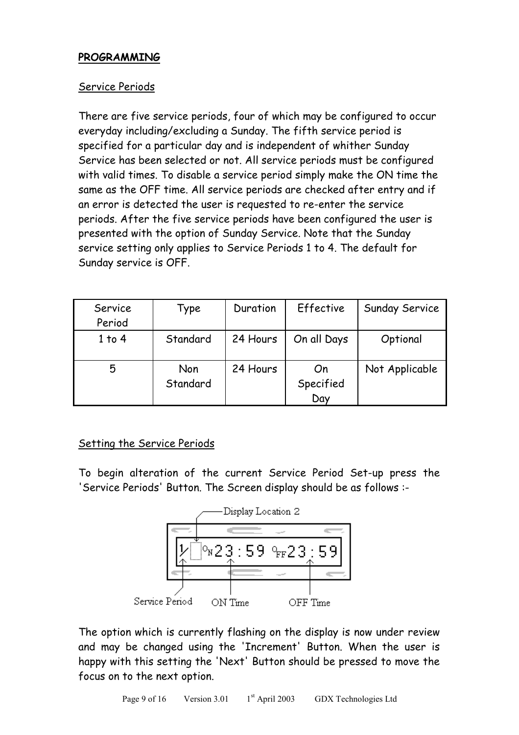## PROGRAMMING

### Service Periods

There are five service periods, four of which may be configured to occur everyday including/excluding a Sunday. The fifth service period is specified for a particular day and is independent of whither Sunday Service has been selected or not. All service periods must be configured with valid times. To disable a service period simply make the ON time the same as the OFF time. All service periods are checked after entry and if an error is detected the user is requested to re-enter the service periods. After the five service periods have been configured the user is presented with the option of Sunday Service. Note that the Sunday service setting only applies to Service Periods 1 to 4. The default for Sunday service is OFF.

| Service Period | Type | Duration | Effective | Sunday Service |
|---|---|---|---|---|
| 1 to 4 | Standard | 24 Hours | On all Days | Optional |
| 5 | Non Standard | 24 Hours | On Specified Day | Not Applicable |

### Setting the Service Periods

To begin alteration of the current Service Period Set-up press the 'Service Periods' Button. The Screen display should be as follows :-

Display Location 2

1 ON 23:59 OFF 23:59

Service Period    ON Time    OFF Time

The option which is currently flashing on the display is now under review and may be changed using the 'Increment' Button. When the user is happy with this setting the 'Next' Button should be pressed to move the focus on to the next option.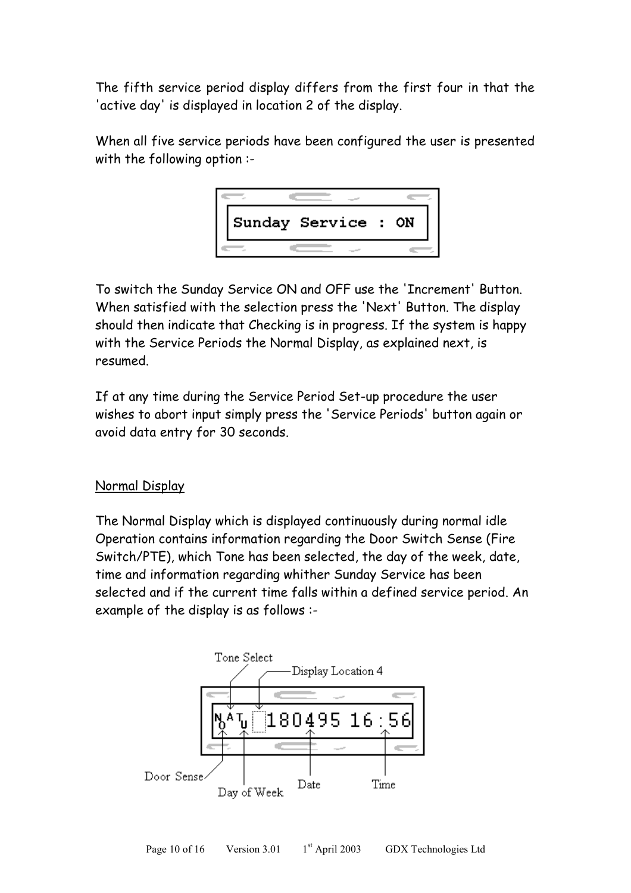The fifth service period display differs from the first four in that the 'active day' is displayed in location 2 of the display.

When all five service periods have been configured the user is presented with the following option :-

```
Sunday Service : ON
```

To switch the Sunday Service ON and OFF use the 'Increment' Button. When satisfied with the selection press the 'Next' Button. The display should then indicate that Checking is in progress. If the system is happy with the Service Periods the Normal Display, as explained next, is resumed.

If at any time during the Service Period Set-up procedure the user wishes to abort input simply press the 'Service Periods' button again or avoid data entry for 30 seconds.

## Normal Display

The Normal Display which is displayed continuously during normal idle Operation contains information regarding the Door Switch Sense (Fire Switch/PTE), which Tone has been selected, the day of the week, date, time and information regarding whither Sunday Service has been selected and if the current time falls within a defined service period. An example of the display is as follows :-

```
NOATU 180495 16:56
```

Tone Select — Display Location 4 — Door Sense — Day of Week — Date — Time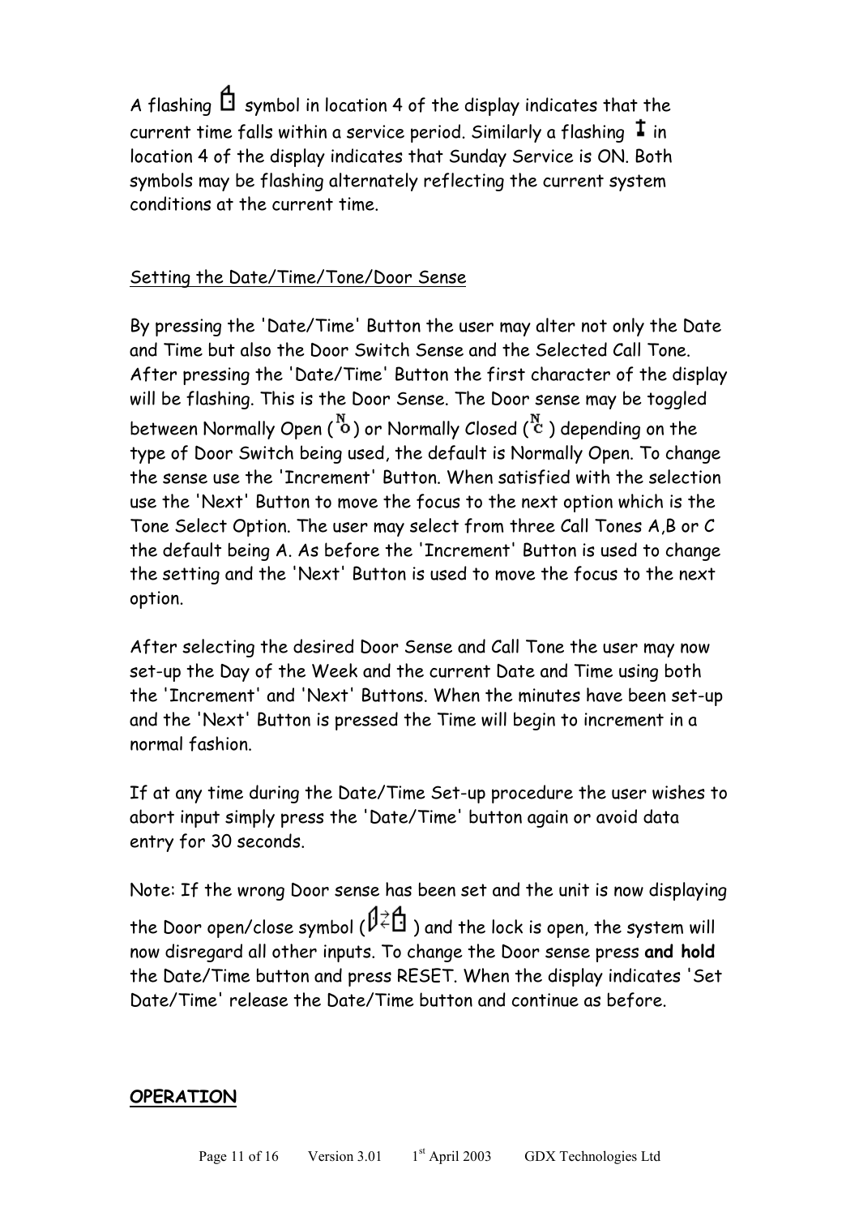A flashing symbol in location 4 of the display indicates that the current time falls within a service period. Similarly a flashing in location 4 of the display indicates that Sunday Service is ON. Both symbols may be flashing alternately reflecting the current system conditions at the current time.

## Setting the Date/Time/Tone/Door Sense

By pressing the 'Date/Time' Button the user may alter not only the Date and Time but also the Door Switch Sense and the Selected Call Tone. After pressing the 'Date/Time' Button the first character of the display will be flashing. This is the Door Sense. The Door sense may be toggled between Normally Open (NO) or Normally Closed (NC) depending on the type of Door Switch being used, the default is Normally Open. To change the sense use the 'Increment' Button. When satisfied with the selection use the 'Next' Button to move the focus to the next option which is the Tone Select Option. The user may select from three Call Tones A,B or C the default being A. As before the 'Increment' Button is used to change the setting and the 'Next' Button is used to move the focus to the next option.

After selecting the desired Door Sense and Call Tone the user may now set-up the Day of the Week and the current Date and Time using both the 'Increment' and 'Next' Buttons. When the minutes have been set-up and the 'Next' Button is pressed the Time will begin to increment in a normal fashion.

If at any time during the Date/Time Set-up procedure the user wishes to abort input simply press the 'Date/Time' button again or avoid data entry for 30 seconds.

Note: If the wrong Door sense has been set and the unit is now displaying the Door open/close symbol ( ) and the lock is open, the system will now disregard all other inputs. To change the Door sense press **and hold** the Date/Time button and press RESET. When the display indicates 'Set Date/Time' release the Date/Time button and continue as before.

## OPERATION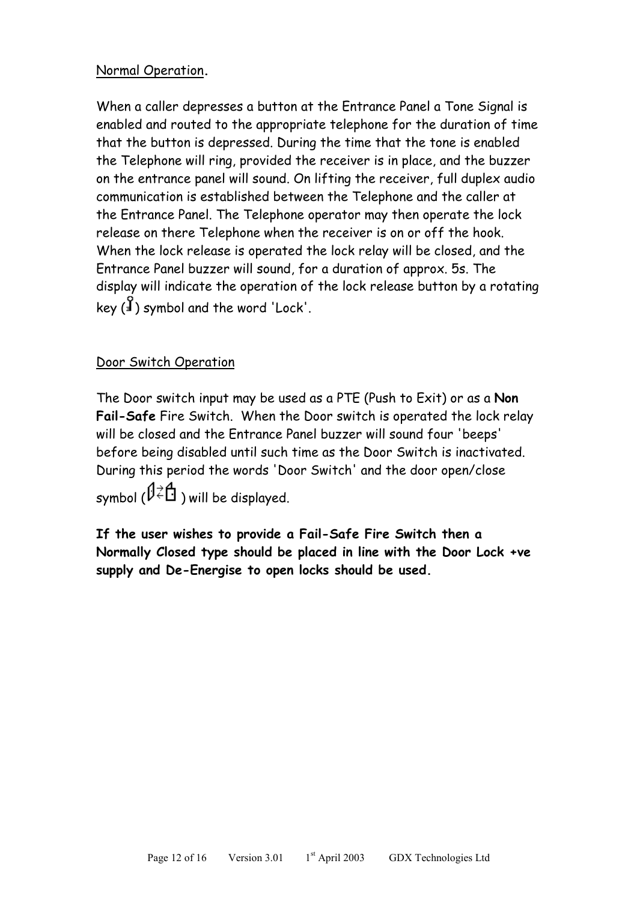Normal Operation.

When a caller depresses a button at the Entrance Panel a Tone Signal is enabled and routed to the appropriate telephone for the duration of time that the button is depressed. During the time that the tone is enabled the Telephone will ring, provided the receiver is in place, and the buzzer on the entrance panel will sound. On lifting the receiver, full duplex audio communication is established between the Telephone and the caller at the Entrance Panel. The Telephone operator may then operate the lock release on there Telephone when the receiver is on or off the hook. When the lock release is operated the lock relay will be closed, and the Entrance Panel buzzer will sound, for a duration of approx. 5s. The display will indicate the operation of the lock release button by a rotating key ( ) symbol and the word 'Lock'.

Door Switch Operation

The Door switch input may be used as a PTE (Push to Exit) or as a **Non Fail-Safe** Fire Switch. When the Door switch is operated the lock relay will be closed and the Entrance Panel buzzer will sound four 'beeps' before being disabled until such time as the Door Switch is inactivated. During this period the words 'Door Switch' and the door open/close symbol ( ) will be displayed.

**If the user wishes to provide a Fail-Safe Fire Switch then a Normally Closed type should be placed in line with the Door Lock +ve supply and De-Energise to open locks should be used.**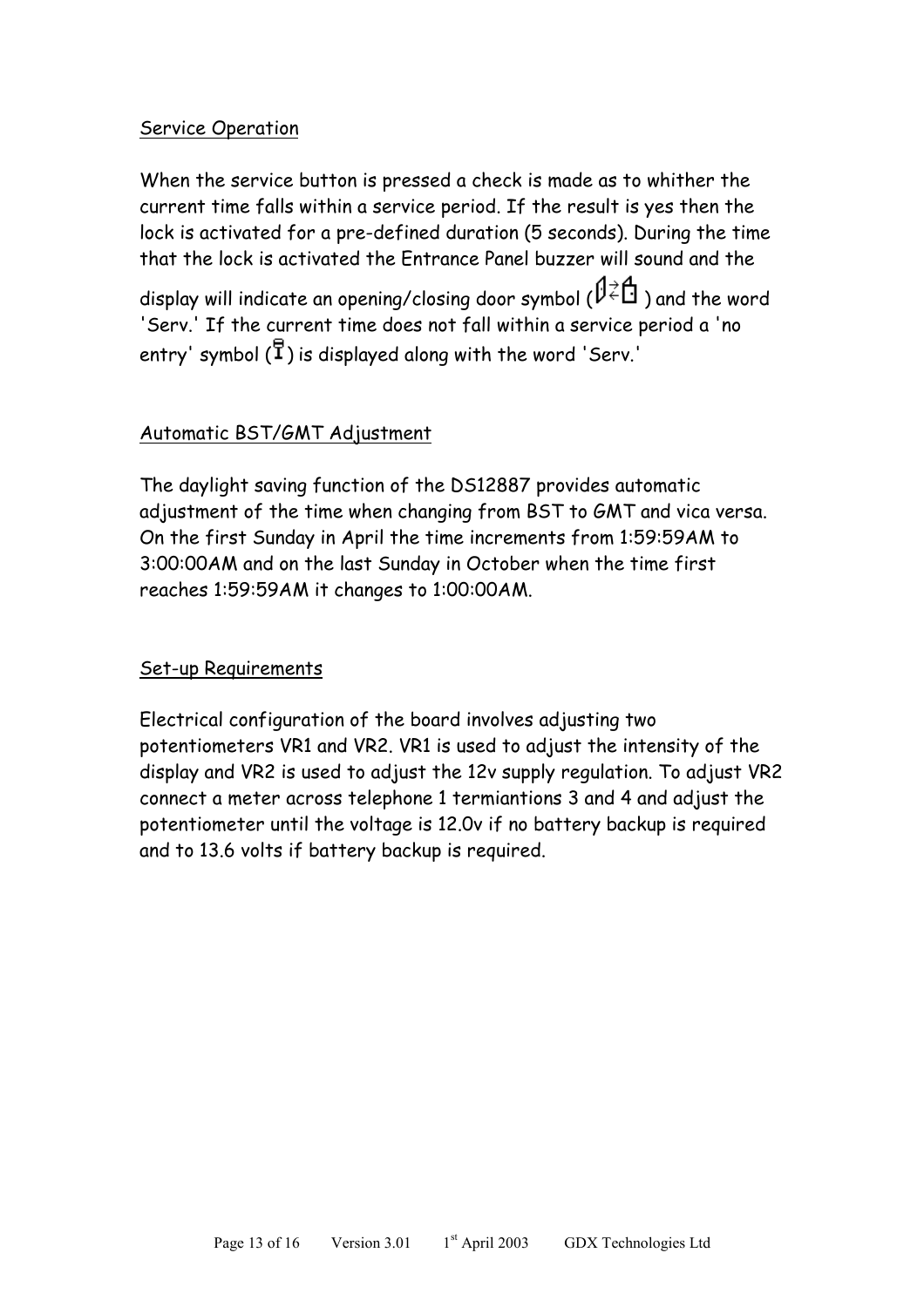## Service Operation

When the service button is pressed a check is made as to whither the current time falls within a service period. If the result is yes then the lock is activated for a pre-defined duration (5 seconds). During the time that the lock is activated the Entrance Panel buzzer will sound and the display will indicate an opening/closing door symbol ( ) and the word 'Serv.' If the current time does not fall within a service period a 'no entry' symbol ( ) is displayed along with the word 'Serv.'

## Automatic BST/GMT Adjustment

The daylight saving function of the DS12887 provides automatic adjustment of the time when changing from BST to GMT and vica versa. On the first Sunday in April the time increments from 1:59:59AM to 3:00:00AM and on the last Sunday in October when the time first reaches 1:59:59AM it changes to 1:00:00AM.

## Set-up Requirements

Electrical configuration of the board involves adjusting two potentiometers VR1 and VR2. VR1 is used to adjust the intensity of the display and VR2 is used to adjust the 12v supply regulation. To adjust VR2 connect a meter across telephone 1 termiantions 3 and 4 and adjust the potentiometer until the voltage is 12.0v if no battery backup is required and to 13.6 volts if battery backup is required.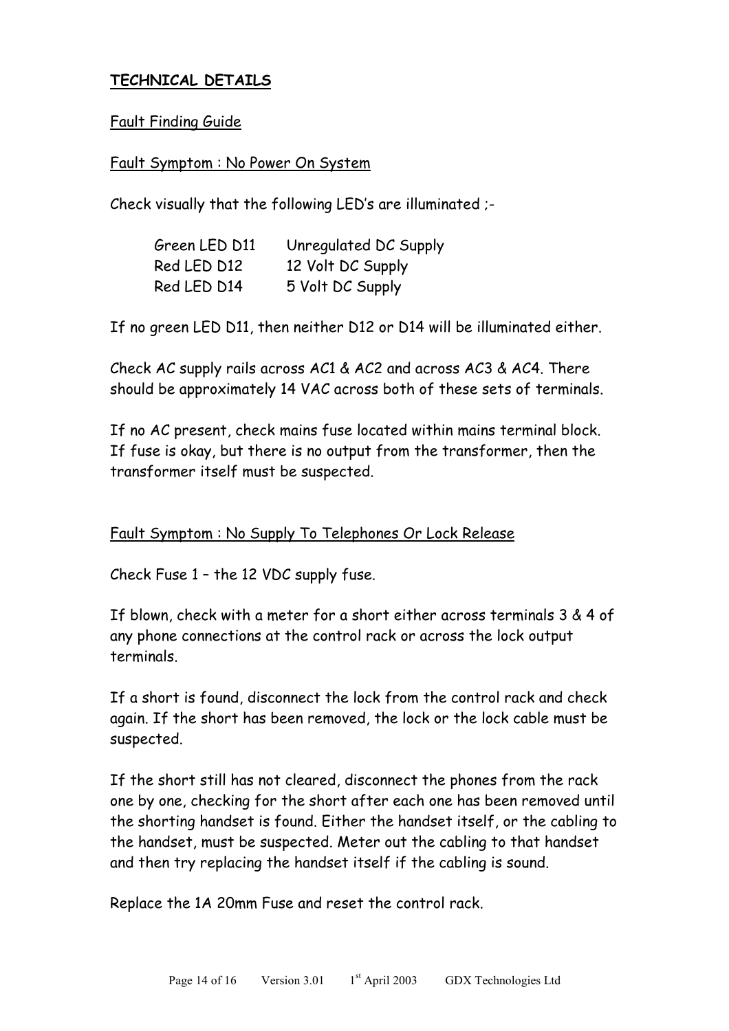## TECHNICAL DETAILS

### Fault Finding Guide

#### Fault Symptom : No Power On System

Check visually that the following LED's are illuminated ;-

| | |
|---|---|
| Green LED D11 | Unregulated DC Supply |
| Red LED D12 | 12 Volt DC Supply |
| Red LED D14 | 5 Volt DC Supply |

If no green LED D11, then neither D12 or D14 will be illuminated either.

Check AC supply rails across AC1 & AC2 and across AC3 & AC4. There should be approximately 14 VAC across both of these sets of terminals.

If no AC present, check mains fuse located within mains terminal block. If fuse is okay, but there is no output from the transformer, then the transformer itself must be suspected.

#### Fault Symptom : No Supply To Telephones Or Lock Release

Check Fuse 1 – the 12 VDC supply fuse.

If blown, check with a meter for a short either across terminals 3 & 4 of any phone connections at the control rack or across the lock output terminals.

If a short is found, disconnect the lock from the control rack and check again. If the short has been removed, the lock or the lock cable must be suspected.

If the short still has not cleared, disconnect the phones from the rack one by one, checking for the short after each one has been removed until the shorting handset is found. Either the handset itself, or the cabling to the handset, must be suspected. Meter out the cabling to that handset and then try replacing the handset itself if the cabling is sound.

Replace the 1A 20mm Fuse and reset the control rack.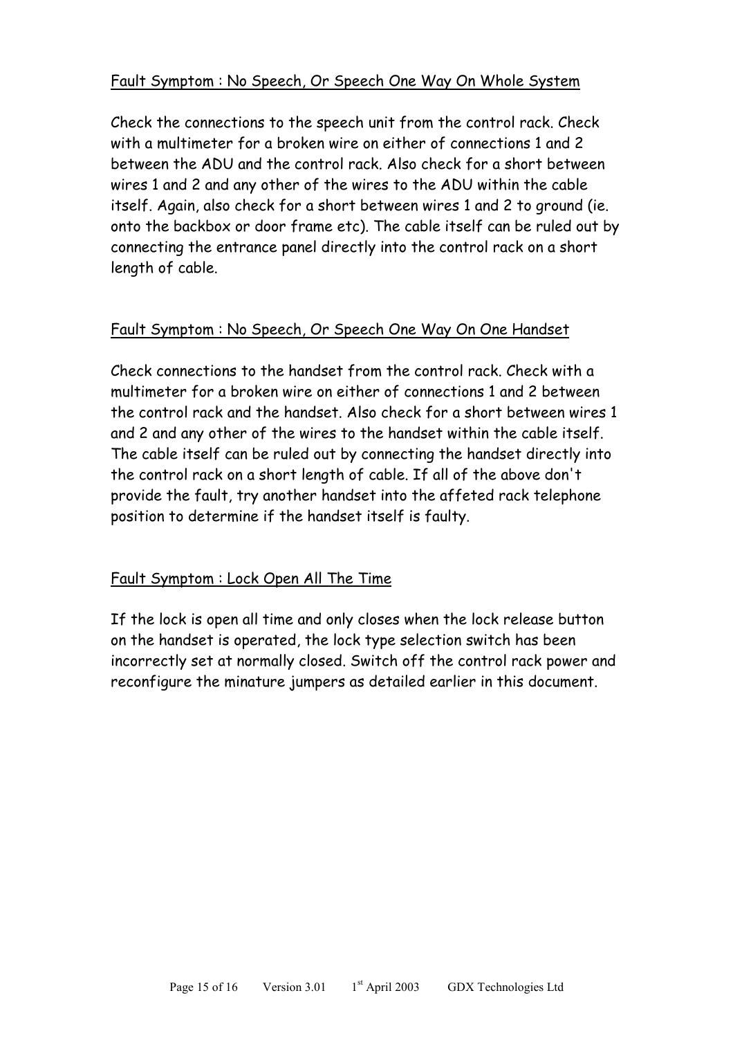## Fault Symptom : No Speech, Or Speech One Way On Whole System

Check the connections to the speech unit from the control rack. Check with a multimeter for a broken wire on either of connections 1 and 2 between the ADU and the control rack. Also check for a short between wires 1 and 2 and any other of the wires to the ADU within the cable itself. Again, also check for a short between wires 1 and 2 to ground (ie. onto the backbox or door frame etc). The cable itself can be ruled out by connecting the entrance panel directly into the control rack on a short length of cable.

## Fault Symptom : No Speech, Or Speech One Way On One Handset

Check connections to the handset from the control rack. Check with a multimeter for a broken wire on either of connections 1 and 2 between the control rack and the handset. Also check for a short between wires 1 and 2 and any other of the wires to the handset within the cable itself. The cable itself can be ruled out by connecting the handset directly into the control rack on a short length of cable. If all of the above don't provide the fault, try another handset into the affeted rack telephone position to determine if the handset itself is faulty.

## Fault Symptom : Lock Open All The Time

If the lock is open all time and only closes when the lock release button on the handset is operated, the lock type selection switch has been incorrectly set at normally closed. Switch off the control rack power and reconfigure the minature jumpers as detailed earlier in this document.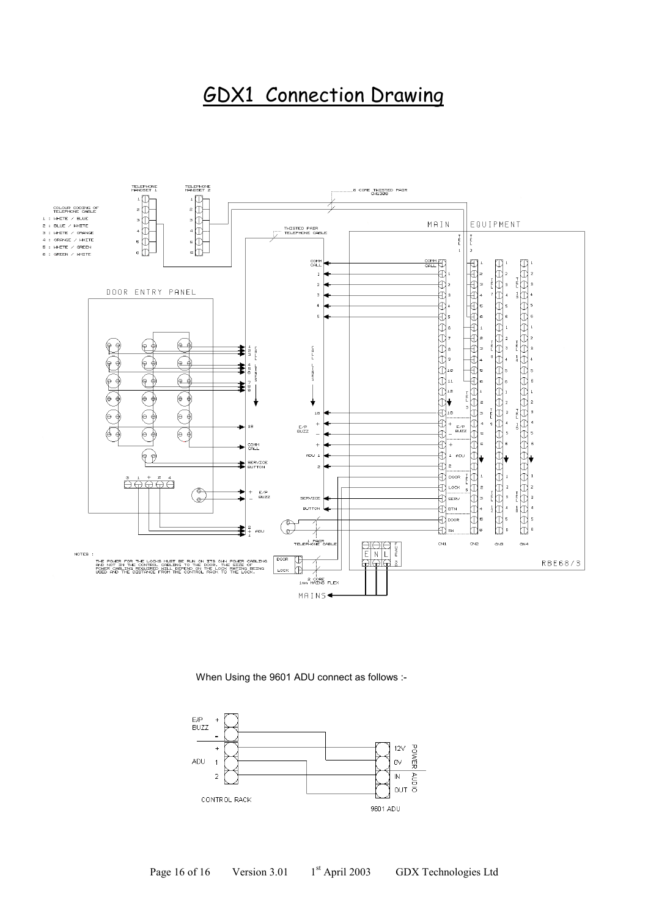# GDX1 Connection Drawing

NOTES :

THE POWER FOR THE LOCKS MUST BE RUN ON ITS OWN POWER CABLING AND NOT IN THE CONTROL CABLING TO THE DOOR. THE SIZE OF POWER CABLING REQUIRED WILL DEPEND ON THE LOCK RATING BEING USED AND THE DISTANCE FROM THE CONTROL RACK TO THE LOCK.

When Using the 9601 ADU connect as follows :-